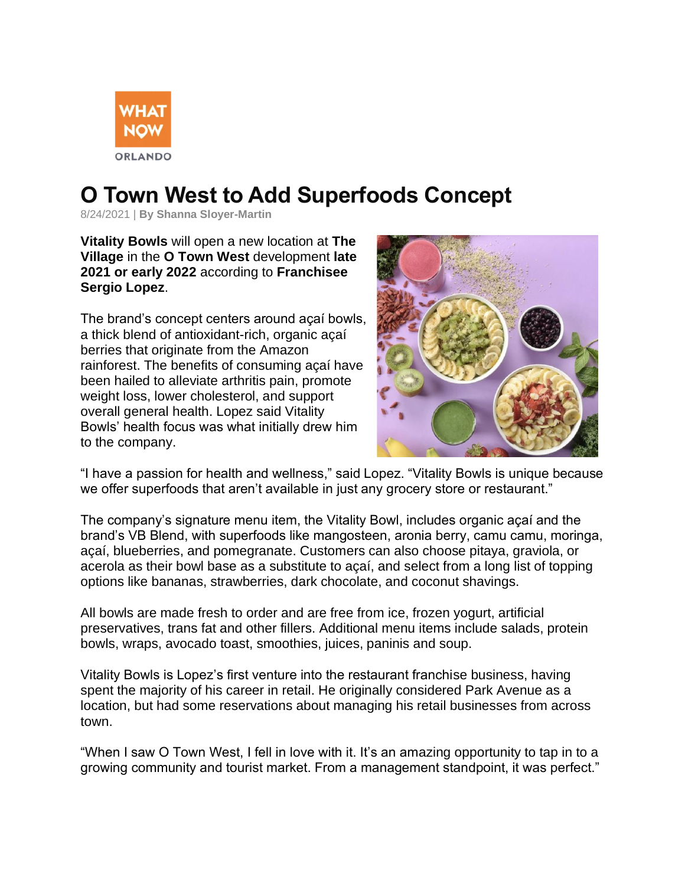# O Town West to Add Superfoods Concept

8/24/2021 | **By Shanna Sloyer-Martin**

**Vitality Bowls** will open a new location at **The Village** in the **O Town West** development **late 2021 or early 2022** according to **Franchisee Sergio Lopez**.

The brand's concept centers around açaí bowls, a thick blend of antioxidant-rich, organic açaí berries that originate from the Amazon rainforest. The benefits of consuming açaí have been hailed to alleviate arthritis pain, promote weight loss, lower cholesterol, and support overall general health. Lopez said Vitality Bowls' health focus was what initially drew him to the company.

"I have a passion for health and wellness," said Lopez. "Vitality Bowls is unique because we offer superfoods that aren't available in just any grocery store or restaurant."

The company's signature menu item, the Vitality Bowl, includes organic açaí and the brand's VB Blend, with superfoods like mangosteen, aronia berry, camu camu, moringa, açaí, blueberries, and pomegranate. Customers can also choose pitaya, graviola, or acerola as their bowl base as a substitute to açaí, and select from a long list of topping options like bananas, strawberries, dark chocolate, and coconut shavings.

All bowls are made fresh to order and are free from ice, frozen yogurt, artificial preservatives, trans fat and other fillers. Additional menu items include salads, protein bowls, wraps, avocado toast, smoothies, juices, paninis and soup.

Vitality Bowls is Lopez's first venture into the restaurant franchise business, having spent the majority of his career in retail. He originally considered Park Avenue as a location, but had some reservations about managing his retail businesses from across town.

"When I saw O Town West, I fell in love with it. It's an amazing opportunity to tap in to a growing community and tourist market. From a management standpoint, it was perfect."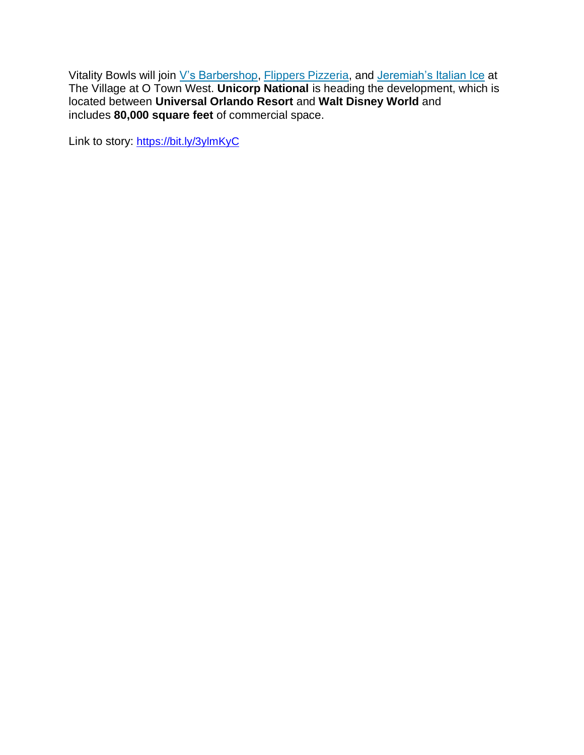Vitality Bowls will join V's Barbershop, Flippers Pizzeria, and Jeremiah's Italian Ice at The Village at O Town West. **Unicorp National** is heading the development, which is located between **Universal Orlando Resort** and **Walt Disney World** and includes **80,000 square feet** of commercial space.

Link to story: https://bit.ly/3ylmKyC